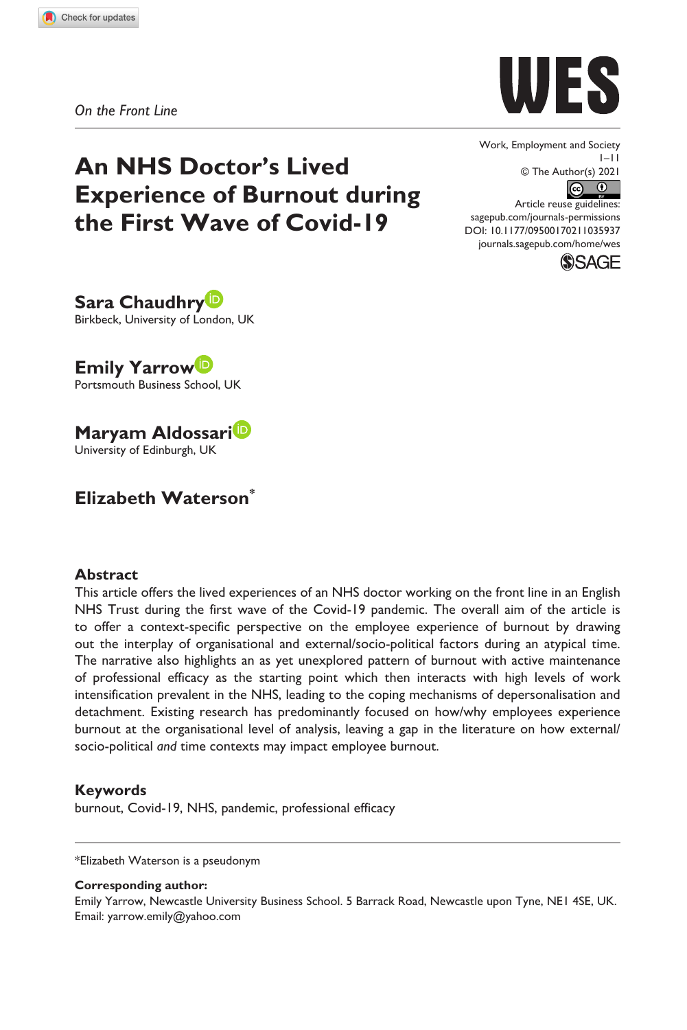*On the Front Line*

# An NHS Doctor's Lived Experience of Burnout during the First Wave of Covid-19

Work, Employment and Society
1–11
© The Author(s) 2021
Article reuse guidelines:
sagepub.com/journals-permissions
DOI: 10.1177/09500170211035937
journals.sagepub.com/home/wes

**Sara Chaudhry**
Birkbeck, University of London, UK

**Emily Yarrow**
Portsmouth Business School, UK

**Maryam Aldossari**
University of Edinburgh, UK

**Elizabeth Waterson***

## Abstract

This article offers the lived experiences of an NHS doctor working on the front line in an English NHS Trust during the first wave of the Covid-19 pandemic. The overall aim of the article is to offer a context-specific perspective on the employee experience of burnout by drawing out the interplay of organisational and external/socio-political factors during an atypical time. The narrative also highlights an as yet unexplored pattern of burnout with active maintenance of professional efficacy as the starting point which then interacts with high levels of work intensification prevalent in the NHS, leading to the coping mechanisms of depersonalisation and detachment. Existing research has predominantly focused on how/why employees experience burnout at the organisational level of analysis, leaving a gap in the literature on how external/socio-political *and* time contexts may impact employee burnout.

## Keywords

burnout, Covid-19, NHS, pandemic, professional efficacy

*Elizabeth Waterson is a pseudonym

**Corresponding author:**
Emily Yarrow, Newcastle University Business School. 5 Barrack Road, Newcastle upon Tyne, NE1 4SE, UK.
Email: yarrow.emily@yahoo.com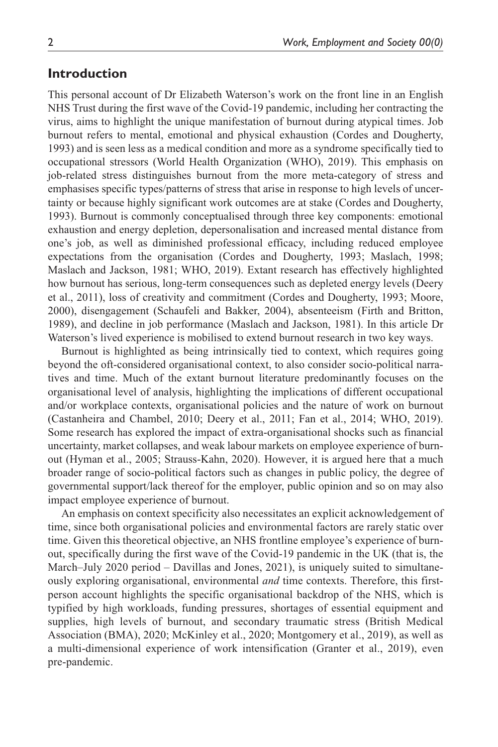## Introduction

This personal account of Dr Elizabeth Waterson's work on the front line in an English NHS Trust during the first wave of the Covid-19 pandemic, including her contracting the virus, aims to highlight the unique manifestation of burnout during atypical times. Job burnout refers to mental, emotional and physical exhaustion (Cordes and Dougherty, 1993) and is seen less as a medical condition and more as a syndrome specifically tied to occupational stressors (World Health Organization (WHO), 2019). This emphasis on job-related stress distinguishes burnout from the more meta-category of stress and emphasises specific types/patterns of stress that arise in response to high levels of uncertainty or because highly significant work outcomes are at stake (Cordes and Dougherty, 1993). Burnout is commonly conceptualised through three key components: emotional exhaustion and energy depletion, depersonalisation and increased mental distance from one's job, as well as diminished professional efficacy, including reduced employee expectations from the organisation (Cordes and Dougherty, 1993; Maslach, 1998; Maslach and Jackson, 1981; WHO, 2019). Extant research has effectively highlighted how burnout has serious, long-term consequences such as depleted energy levels (Deery et al., 2011), loss of creativity and commitment (Cordes and Dougherty, 1993; Moore, 2000), disengagement (Schaufeli and Bakker, 2004), absenteeism (Firth and Britton, 1989), and decline in job performance (Maslach and Jackson, 1981). In this article Dr Waterson's lived experience is mobilised to extend burnout research in two key ways.

Burnout is highlighted as being intrinsically tied to context, which requires going beyond the oft-considered organisational context, to also consider socio-political narratives and time. Much of the extant burnout literature predominantly focuses on the organisational level of analysis, highlighting the implications of different occupational and/or workplace contexts, organisational policies and the nature of work on burnout (Castanheira and Chambel, 2010; Deery et al., 2011; Fan et al., 2014; WHO, 2019). Some research has explored the impact of extra-organisational shocks such as financial uncertainty, market collapses, and weak labour markets on employee experience of burnout (Hyman et al., 2005; Strauss-Kahn, 2020). However, it is argued here that a much broader range of socio-political factors such as changes in public policy, the degree of governmental support/lack thereof for the employer, public opinion and so on may also impact employee experience of burnout.

An emphasis on context specificity also necessitates an explicit acknowledgement of time, since both organisational policies and environmental factors are rarely static over time. Given this theoretical objective, an NHS frontline employee's experience of burnout, specifically during the first wave of the Covid-19 pandemic in the UK (that is, the March–July 2020 period – Davillas and Jones, 2021), is uniquely suited to simultaneously exploring organisational, environmental *and* time contexts. Therefore, this first-person account highlights the specific organisational backdrop of the NHS, which is typified by high workloads, funding pressures, shortages of essential equipment and supplies, high levels of burnout, and secondary traumatic stress (British Medical Association (BMA), 2020; McKinley et al., 2020; Montgomery et al., 2019), as well as a multi-dimensional experience of work intensification (Granter et al., 2019), even pre-pandemic.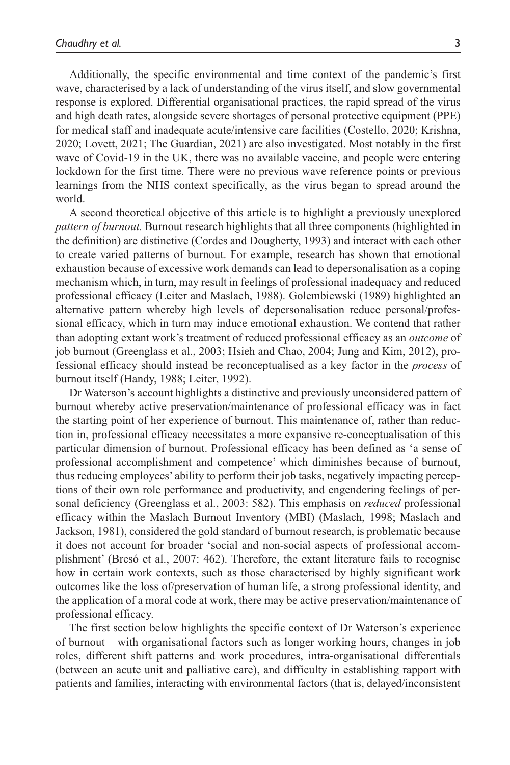Additionally, the specific environmental and time context of the pandemic's first wave, characterised by a lack of understanding of the virus itself, and slow governmental response is explored. Differential organisational practices, the rapid spread of the virus and high death rates, alongside severe shortages of personal protective equipment (PPE) for medical staff and inadequate acute/intensive care facilities (Costello, 2020; Krishna, 2020; Lovett, 2021; The Guardian, 2021) are also investigated. Most notably in the first wave of Covid-19 in the UK, there was no available vaccine, and people were entering lockdown for the first time. There were no previous wave reference points or previous learnings from the NHS context specifically, as the virus began to spread around the world.

A second theoretical objective of this article is to highlight a previously unexplored *pattern of burnout.* Burnout research highlights that all three components (highlighted in the definition) are distinctive (Cordes and Dougherty, 1993) and interact with each other to create varied patterns of burnout. For example, research has shown that emotional exhaustion because of excessive work demands can lead to depersonalisation as a coping mechanism which, in turn, may result in feelings of professional inadequacy and reduced professional efficacy (Leiter and Maslach, 1988). Golembiewski (1989) highlighted an alternative pattern whereby high levels of depersonalisation reduce personal/professional efficacy, which in turn may induce emotional exhaustion. We contend that rather than adopting extant work's treatment of reduced professional efficacy as an *outcome* of job burnout (Greenglass et al., 2003; Hsieh and Chao, 2004; Jung and Kim, 2012), professional efficacy should instead be reconceptualised as a key factor in the *process* of burnout itself (Handy, 1988; Leiter, 1992).

Dr Waterson's account highlights a distinctive and previously unconsidered pattern of burnout whereby active preservation/maintenance of professional efficacy was in fact the starting point of her experience of burnout. This maintenance of, rather than reduction in, professional efficacy necessitates a more expansive re-conceptualisation of this particular dimension of burnout. Professional efficacy has been defined as 'a sense of professional accomplishment and competence' which diminishes because of burnout, thus reducing employees' ability to perform their job tasks, negatively impacting perceptions of their own role performance and productivity, and engendering feelings of personal deficiency (Greenglass et al., 2003: 582). This emphasis on *reduced* professional efficacy within the Maslach Burnout Inventory (MBI) (Maslach, 1998; Maslach and Jackson, 1981), considered the gold standard of burnout research, is problematic because it does not account for broader 'social and non-social aspects of professional accomplishment' (Bresó et al., 2007: 462). Therefore, the extant literature fails to recognise how in certain work contexts, such as those characterised by highly significant work outcomes like the loss of/preservation of human life, a strong professional identity, and the application of a moral code at work, there may be active preservation/maintenance of professional efficacy.

The first section below highlights the specific context of Dr Waterson's experience of burnout – with organisational factors such as longer working hours, changes in job roles, different shift patterns and work procedures, intra-organisational differentials (between an acute unit and palliative care), and difficulty in establishing rapport with patients and families, interacting with environmental factors (that is, delayed/inconsistent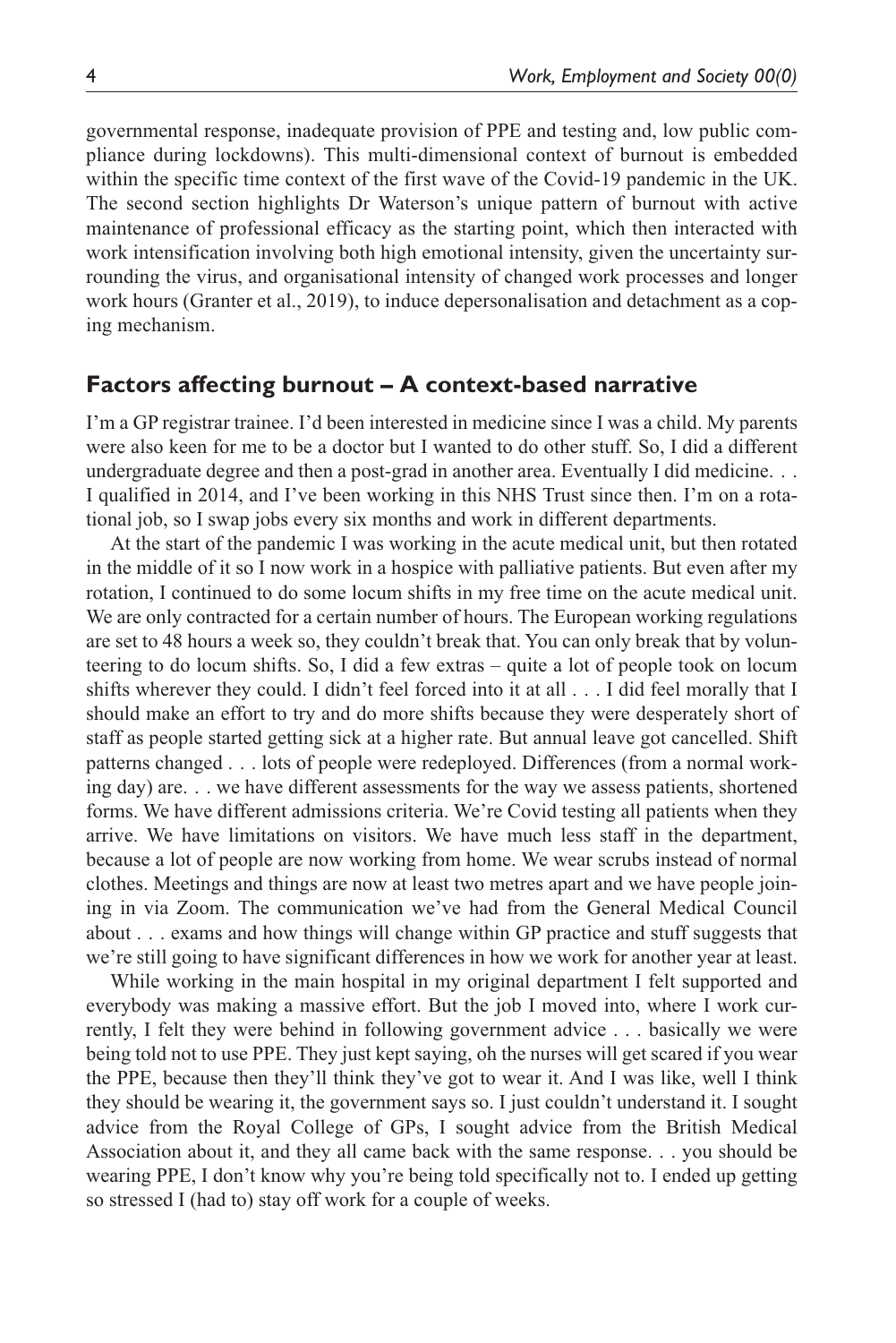governmental response, inadequate provision of PPE and testing and, low public compliance during lockdowns). This multi-dimensional context of burnout is embedded within the specific time context of the first wave of the Covid-19 pandemic in the UK. The second section highlights Dr Waterson's unique pattern of burnout with active maintenance of professional efficacy as the starting point, which then interacted with work intensification involving both high emotional intensity, given the uncertainty surrounding the virus, and organisational intensity of changed work processes and longer work hours (Granter et al., 2019), to induce depersonalisation and detachment as a coping mechanism.

## Factors affecting burnout – A context-based narrative

I'm a GP registrar trainee. I'd been interested in medicine since I was a child. My parents were also keen for me to be a doctor but I wanted to do other stuff. So, I did a different undergraduate degree and then a post-grad in another area. Eventually I did medicine. . . I qualified in 2014, and I've been working in this NHS Trust since then. I'm on a rotational job, so I swap jobs every six months and work in different departments.

At the start of the pandemic I was working in the acute medical unit, but then rotated in the middle of it so I now work in a hospice with palliative patients. But even after my rotation, I continued to do some locum shifts in my free time on the acute medical unit. We are only contracted for a certain number of hours. The European working regulations are set to 48 hours a week so, they couldn't break that. You can only break that by volunteering to do locum shifts. So, I did a few extras – quite a lot of people took on locum shifts wherever they could. I didn't feel forced into it at all . . . I did feel morally that I should make an effort to try and do more shifts because they were desperately short of staff as people started getting sick at a higher rate. But annual leave got cancelled. Shift patterns changed . . . lots of people were redeployed. Differences (from a normal working day) are. . . we have different assessments for the way we assess patients, shortened forms. We have different admissions criteria. We're Covid testing all patients when they arrive. We have limitations on visitors. We have much less staff in the department, because a lot of people are now working from home. We wear scrubs instead of normal clothes. Meetings and things are now at least two metres apart and we have people joining in via Zoom. The communication we've had from the General Medical Council about . . . exams and how things will change within GP practice and stuff suggests that we're still going to have significant differences in how we work for another year at least.

While working in the main hospital in my original department I felt supported and everybody was making a massive effort. But the job I moved into, where I work currently, I felt they were behind in following government advice . . . basically we were being told not to use PPE. They just kept saying, oh the nurses will get scared if you wear the PPE, because then they'll think they've got to wear it. And I was like, well I think they should be wearing it, the government says so. I just couldn't understand it. I sought advice from the Royal College of GPs, I sought advice from the British Medical Association about it, and they all came back with the same response. . . you should be wearing PPE, I don't know why you're being told specifically not to. I ended up getting so stressed I (had to) stay off work for a couple of weeks.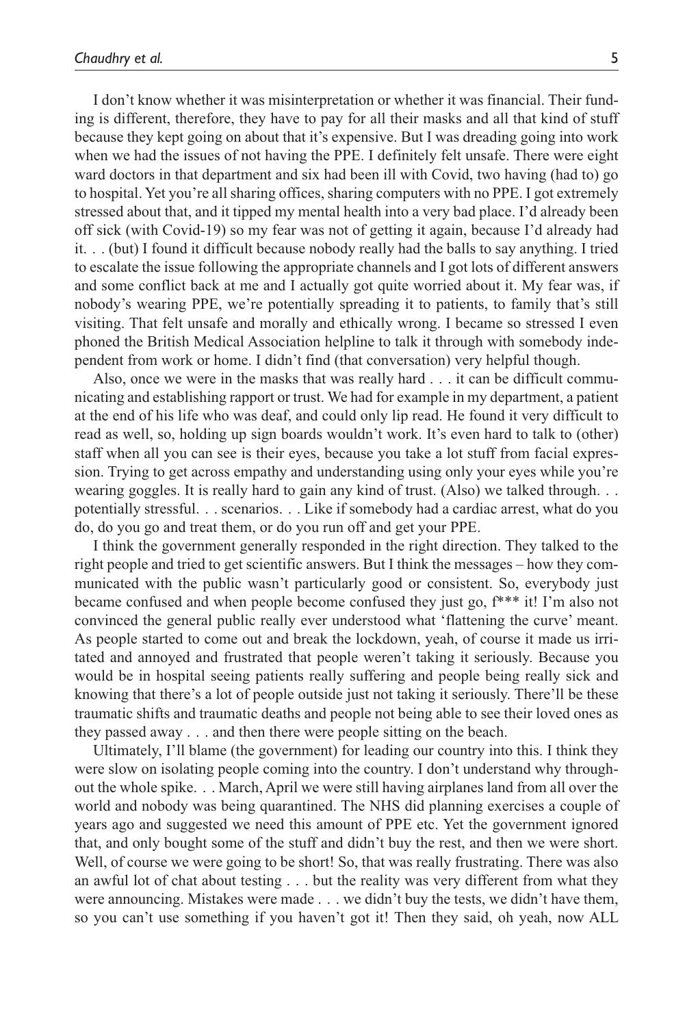I don't know whether it was misinterpretation or whether it was financial. Their funding is different, therefore, they have to pay for all their masks and all that kind of stuff because they kept going on about that it's expensive. But I was dreading going into work when we had the issues of not having the PPE. I definitely felt unsafe. There were eight ward doctors in that department and six had been ill with Covid, two having (had to) go to hospital. Yet you're all sharing offices, sharing computers with no PPE. I got extremely stressed about that, and it tipped my mental health into a very bad place. I'd already been off sick (with Covid-19) so my fear was not of getting it again, because I'd already had it. . . (but) I found it difficult because nobody really had the balls to say anything. I tried to escalate the issue following the appropriate channels and I got lots of different answers and some conflict back at me and I actually got quite worried about it. My fear was, if nobody's wearing PPE, we're potentially spreading it to patients, to family that's still visiting. That felt unsafe and morally and ethically wrong. I became so stressed I even phoned the British Medical Association helpline to talk it through with somebody independent from work or home. I didn't find (that conversation) very helpful though.

Also, once we were in the masks that was really hard . . . it can be difficult communicating and establishing rapport or trust. We had for example in my department, a patient at the end of his life who was deaf, and could only lip read. He found it very difficult to read as well, so, holding up sign boards wouldn't work. It's even hard to talk to (other) staff when all you can see is their eyes, because you take a lot stuff from facial expression. Trying to get across empathy and understanding using only your eyes while you're wearing goggles. It is really hard to gain any kind of trust. (Also) we talked through. . . potentially stressful. . . scenarios. . . Like if somebody had a cardiac arrest, what do you do, do you go and treat them, or do you run off and get your PPE.

I think the government generally responded in the right direction. They talked to the right people and tried to get scientific answers. But I think the messages – how they communicated with the public wasn't particularly good or consistent. So, everybody just became confused and when people become confused they just go, f*** it! I'm also not convinced the general public really ever understood what 'flattening the curve' meant. As people started to come out and break the lockdown, yeah, of course it made us irritated and annoyed and frustrated that people weren't taking it seriously. Because you would be in hospital seeing patients really suffering and people being really sick and knowing that there's a lot of people outside just not taking it seriously. There'll be these traumatic shifts and traumatic deaths and people not being able to see their loved ones as they passed away . . . and then there were people sitting on the beach.

Ultimately, I'll blame (the government) for leading our country into this. I think they were slow on isolating people coming into the country. I don't understand why throughout the whole spike. . . March, April we were still having airplanes land from all over the world and nobody was being quarantined. The NHS did planning exercises a couple of years ago and suggested we need this amount of PPE etc. Yet the government ignored that, and only bought some of the stuff and didn't buy the rest, and then we were short. Well, of course we were going to be short! So, that was really frustrating. There was also an awful lot of chat about testing . . . but the reality was very different from what they were announcing. Mistakes were made . . . we didn't buy the tests, we didn't have them, so you can't use something if you haven't got it! Then they said, oh yeah, now ALL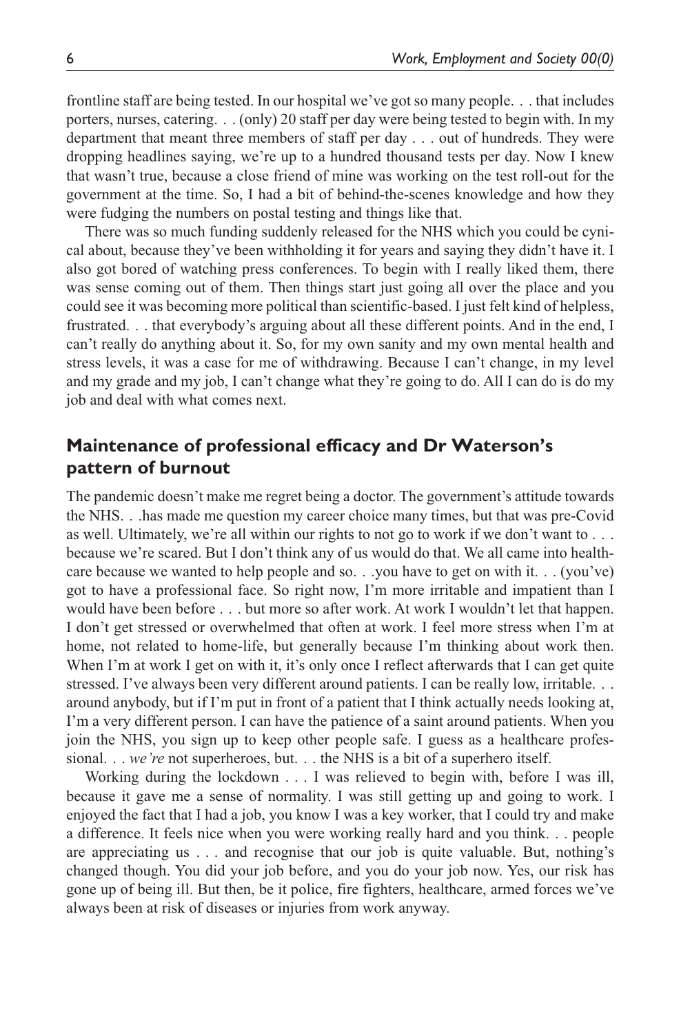frontline staff are being tested. In our hospital we've got so many people. . . that includes porters, nurses, catering. . . (only) 20 staff per day were being tested to begin with. In my department that meant three members of staff per day . . . out of hundreds. They were dropping headlines saying, we're up to a hundred thousand tests per day. Now I knew that wasn't true, because a close friend of mine was working on the test roll-out for the government at the time. So, I had a bit of behind-the-scenes knowledge and how they were fudging the numbers on postal testing and things like that.

There was so much funding suddenly released for the NHS which you could be cynical about, because they've been withholding it for years and saying they didn't have it. I also got bored of watching press conferences. To begin with I really liked them, there was sense coming out of them. Then things start just going all over the place and you could see it was becoming more political than scientific-based. I just felt kind of helpless, frustrated. . . that everybody's arguing about all these different points. And in the end, I can't really do anything about it. So, for my own sanity and my own mental health and stress levels, it was a case for me of withdrawing. Because I can't change, in my level and my grade and my job, I can't change what they're going to do. All I can do is do my job and deal with what comes next.

## Maintenance of professional efficacy and Dr Waterson's pattern of burnout

The pandemic doesn't make me regret being a doctor. The government's attitude towards the NHS. . .has made me question my career choice many times, but that was pre-Covid as well. Ultimately, we're all within our rights to not go to work if we don't want to . . . because we're scared. But I don't think any of us would do that. We all came into healthcare because we wanted to help people and so. . .you have to get on with it. . . (you've) got to have a professional face. So right now, I'm more irritable and impatient than I would have been before . . . but more so after work. At work I wouldn't let that happen. I don't get stressed or overwhelmed that often at work. I feel more stress when I'm at home, not related to home-life, but generally because I'm thinking about work then. When I'm at work I get on with it, it's only once I reflect afterwards that I can get quite stressed. I've always been very different around patients. I can be really low, irritable. . . around anybody, but if I'm put in front of a patient that I think actually needs looking at, I'm a very different person. I can have the patience of a saint around patients. When you join the NHS, you sign up to keep other people safe. I guess as a healthcare professional. . . *we're* not superheroes, but. . . the NHS is a bit of a superhero itself.

Working during the lockdown . . . I was relieved to begin with, before I was ill, because it gave me a sense of normality. I was still getting up and going to work. I enjoyed the fact that I had a job, you know I was a key worker, that I could try and make a difference. It feels nice when you were working really hard and you think. . . people are appreciating us . . . and recognise that our job is quite valuable. But, nothing's changed though. You did your job before, and you do your job now. Yes, our risk has gone up of being ill. But then, be it police, fire fighters, healthcare, armed forces we've always been at risk of diseases or injuries from work anyway.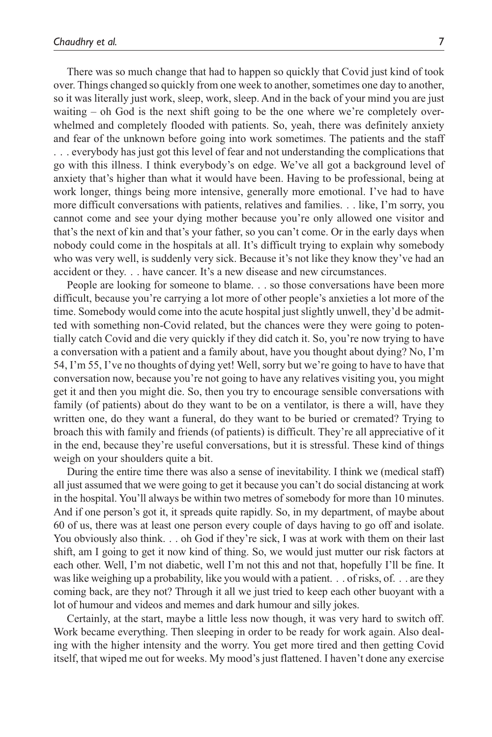There was so much change that had to happen so quickly that Covid just kind of took over. Things changed so quickly from one week to another, sometimes one day to another, so it was literally just work, sleep, work, sleep. And in the back of your mind you are just waiting – oh God is the next shift going to be the one where we're completely overwhelmed and completely flooded with patients. So, yeah, there was definitely anxiety and fear of the unknown before going into work sometimes. The patients and the staff . . . everybody has just got this level of fear and not understanding the complications that go with this illness. I think everybody's on edge. We've all got a background level of anxiety that's higher than what it would have been. Having to be professional, being at work longer, things being more intensive, generally more emotional. I've had to have more difficult conversations with patients, relatives and families. . . like, I'm sorry, you cannot come and see your dying mother because you're only allowed one visitor and that's the next of kin and that's your father, so you can't come. Or in the early days when nobody could come in the hospitals at all. It's difficult trying to explain why somebody who was very well, is suddenly very sick. Because it's not like they know they've had an accident or they. . . have cancer. It's a new disease and new circumstances.

People are looking for someone to blame. . . so those conversations have been more difficult, because you're carrying a lot more of other people's anxieties a lot more of the time. Somebody would come into the acute hospital just slightly unwell, they'd be admitted with something non-Covid related, but the chances were they were going to potentially catch Covid and die very quickly if they did catch it. So, you're now trying to have a conversation with a patient and a family about, have you thought about dying? No, I'm 54, I'm 55, I've no thoughts of dying yet! Well, sorry but we're going to have to have that conversation now, because you're not going to have any relatives visiting you, you might get it and then you might die. So, then you try to encourage sensible conversations with family (of patients) about do they want to be on a ventilator, is there a will, have they written one, do they want a funeral, do they want to be buried or cremated? Trying to broach this with family and friends (of patients) is difficult. They're all appreciative of it in the end, because they're useful conversations, but it is stressful. These kind of things weigh on your shoulders quite a bit.

During the entire time there was also a sense of inevitability. I think we (medical staff) all just assumed that we were going to get it because you can't do social distancing at work in the hospital. You'll always be within two metres of somebody for more than 10 minutes. And if one person's got it, it spreads quite rapidly. So, in my department, of maybe about 60 of us, there was at least one person every couple of days having to go off and isolate. You obviously also think. . . oh God if they're sick, I was at work with them on their last shift, am I going to get it now kind of thing. So, we would just mutter our risk factors at each other. Well, I'm not diabetic, well I'm not this and not that, hopefully I'll be fine. It was like weighing up a probability, like you would with a patient. . . of risks, of. . . are they coming back, are they not? Through it all we just tried to keep each other buoyant with a lot of humour and videos and memes and dark humour and silly jokes.

Certainly, at the start, maybe a little less now though, it was very hard to switch off. Work became everything. Then sleeping in order to be ready for work again. Also dealing with the higher intensity and the worry. You get more tired and then getting Covid itself, that wiped me out for weeks. My mood's just flattened. I haven't done any exercise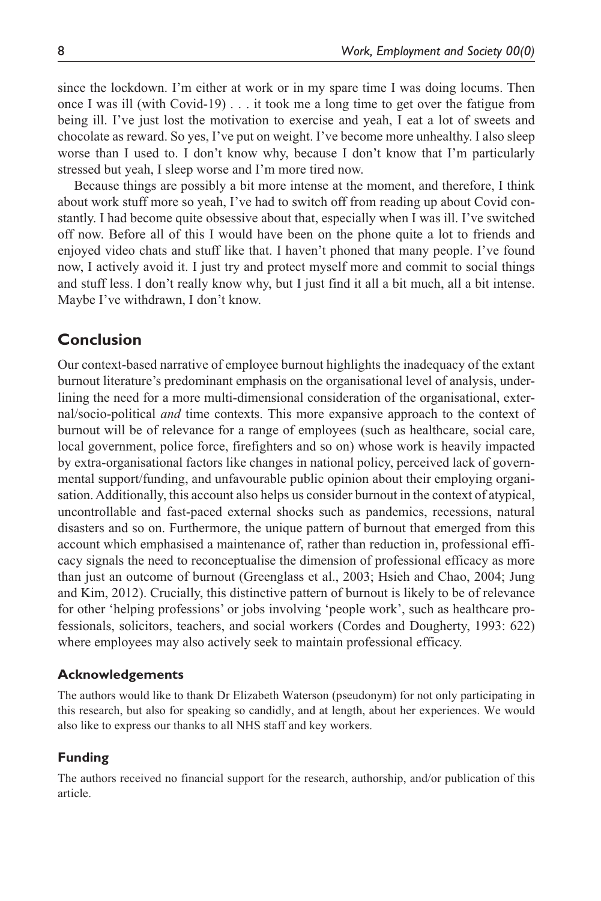since the lockdown. I'm either at work or in my spare time I was doing locums. Then once I was ill (with Covid-19) . . . it took me a long time to get over the fatigue from being ill. I've just lost the motivation to exercise and yeah, I eat a lot of sweets and chocolate as reward. So yes, I've put on weight. I've become more unhealthy. I also sleep worse than I used to. I don't know why, because I don't know that I'm particularly stressed but yeah, I sleep worse and I'm more tired now.

Because things are possibly a bit more intense at the moment, and therefore, I think about work stuff more so yeah, I've had to switch off from reading up about Covid constantly. I had become quite obsessive about that, especially when I was ill. I've switched off now. Before all of this I would have been on the phone quite a lot to friends and enjoyed video chats and stuff like that. I haven't phoned that many people. I've found now, I actively avoid it. I just try and protect myself more and commit to social things and stuff less. I don't really know why, but I just find it all a bit much, all a bit intense. Maybe I've withdrawn, I don't know.

## Conclusion

Our context-based narrative of employee burnout highlights the inadequacy of the extant burnout literature's predominant emphasis on the organisational level of analysis, underlining the need for a more multi-dimensional consideration of the organisational, external/socio-political *and* time contexts. This more expansive approach to the context of burnout will be of relevance for a range of employees (such as healthcare, social care, local government, police force, firefighters and so on) whose work is heavily impacted by extra-organisational factors like changes in national policy, perceived lack of governmental support/funding, and unfavourable public opinion about their employing organisation. Additionally, this account also helps us consider burnout in the context of atypical, uncontrollable and fast-paced external shocks such as pandemics, recessions, natural disasters and so on. Furthermore, the unique pattern of burnout that emerged from this account which emphasised a maintenance of, rather than reduction in, professional efficacy signals the need to reconceptualise the dimension of professional efficacy as more than just an outcome of burnout (Greenglass et al., 2003; Hsieh and Chao, 2004; Jung and Kim, 2012). Crucially, this distinctive pattern of burnout is likely to be of relevance for other 'helping professions' or jobs involving 'people work', such as healthcare professionals, solicitors, teachers, and social workers (Cordes and Dougherty, 1993: 622) where employees may also actively seek to maintain professional efficacy.

### Acknowledgements

The authors would like to thank Dr Elizabeth Waterson (pseudonym) for not only participating in this research, but also for speaking so candidly, and at length, about her experiences. We would also like to express our thanks to all NHS staff and key workers.

### Funding

The authors received no financial support for the research, authorship, and/or publication of this article.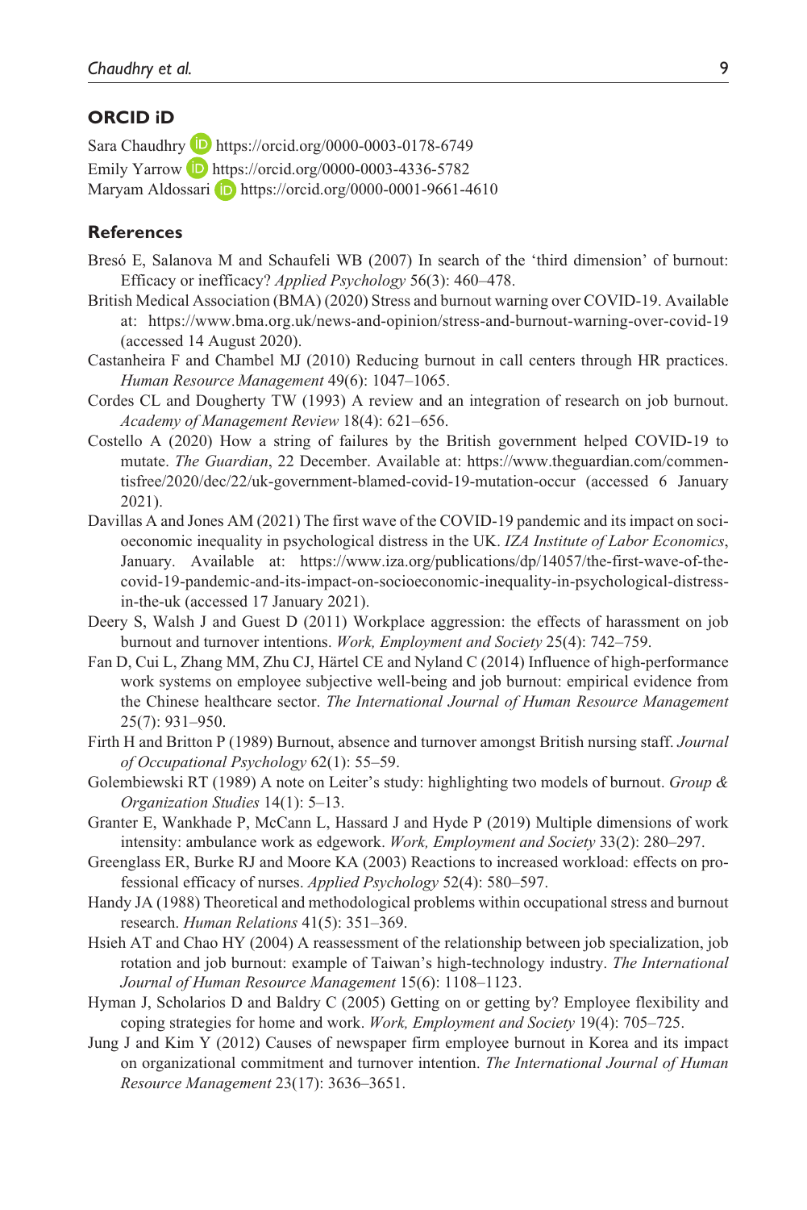## ORCID iD

Sara Chaudhry https://orcid.org/0000-0003-0178-6749
Emily Yarrow https://orcid.org/0000-0003-4336-5782
Maryam Aldossari https://orcid.org/0000-0001-9661-4610

## References

Bresó E, Salanova M and Schaufeli WB (2007) In search of the 'third dimension' of burnout: Efficacy or inefficacy? *Applied Psychology* 56(3): 460–478.

British Medical Association (BMA) (2020) Stress and burnout warning over COVID-19. Available at: https://www.bma.org.uk/news-and-opinion/stress-and-burnout-warning-over-covid-19 (accessed 14 August 2020).

Castanheira F and Chambel MJ (2010) Reducing burnout in call centers through HR practices. *Human Resource Management* 49(6): 1047–1065.

Cordes CL and Dougherty TW (1993) A review and an integration of research on job burnout. *Academy of Management Review* 18(4): 621–656.

Costello A (2020) How a string of failures by the British government helped COVID-19 to mutate. *The Guardian*, 22 December. Available at: https://www.theguardian.com/commentisfree/2020/dec/22/uk-government-blamed-covid-19-mutation-occur (accessed 6 January 2021).

Davillas A and Jones AM (2021) The first wave of the COVID-19 pandemic and its impact on socioeconomic inequality in psychological distress in the UK. *IZA Institute of Labor Economics*, January. Available at: https://www.iza.org/publications/dp/14057/the-first-wave-of-the-covid-19-pandemic-and-its-impact-on-socioeconomic-inequality-in-psychological-distress-in-the-uk (accessed 17 January 2021).

Deery S, Walsh J and Guest D (2011) Workplace aggression: the effects of harassment on job burnout and turnover intentions. *Work, Employment and Society* 25(4): 742–759.

Fan D, Cui L, Zhang MM, Zhu CJ, Härtel CE and Nyland C (2014) Influence of high-performance work systems on employee subjective well-being and job burnout: empirical evidence from the Chinese healthcare sector. *The International Journal of Human Resource Management* 25(7): 931–950.

Firth H and Britton P (1989) Burnout, absence and turnover amongst British nursing staff. *Journal of Occupational Psychology* 62(1): 55–59.

Golembiewski RT (1989) A note on Leiter's study: highlighting two models of burnout. *Group & Organization Studies* 14(1): 5–13.

Granter E, Wankhade P, McCann L, Hassard J and Hyde P (2019) Multiple dimensions of work intensity: ambulance work as edgework. *Work, Employment and Society* 33(2): 280–297.

Greenglass ER, Burke RJ and Moore KA (2003) Reactions to increased workload: effects on professional efficacy of nurses. *Applied Psychology* 52(4): 580–597.

Handy JA (1988) Theoretical and methodological problems within occupational stress and burnout research. *Human Relations* 41(5): 351–369.

Hsieh AT and Chao HY (2004) A reassessment of the relationship between job specialization, job rotation and job burnout: example of Taiwan's high-technology industry. *The International Journal of Human Resource Management* 15(6): 1108–1123.

Hyman J, Scholarios D and Baldry C (2005) Getting on or getting by? Employee flexibility and coping strategies for home and work. *Work, Employment and Society* 19(4): 705–725.

Jung J and Kim Y (2012) Causes of newspaper firm employee burnout in Korea and its impact on organizational commitment and turnover intention. *The International Journal of Human Resource Management* 23(17): 3636–3651.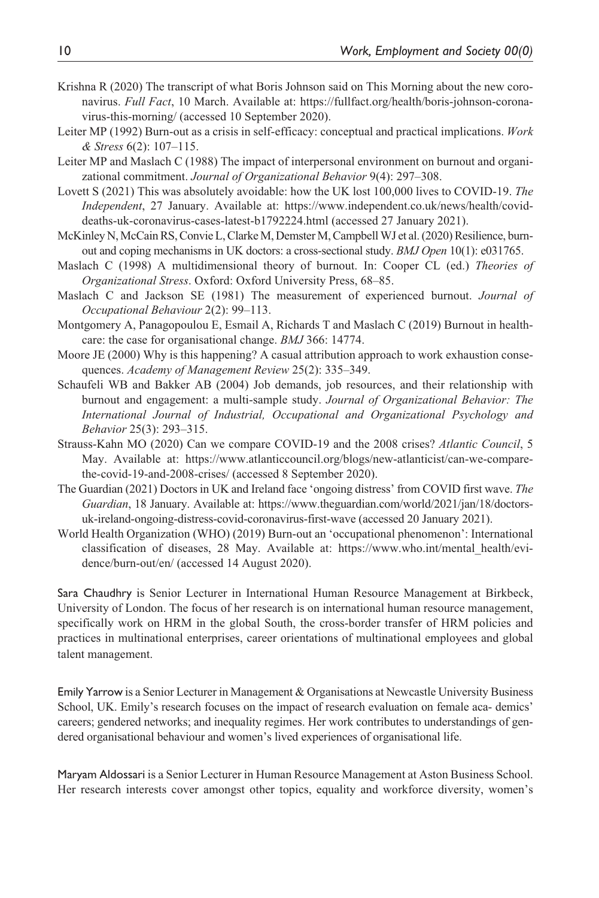Krishna R (2020) The transcript of what Boris Johnson said on This Morning about the new coronavirus. *Full Fact*, 10 March. Available at: https://fullfact.org/health/boris-johnson-coronavirus-this-morning/ (accessed 10 September 2020).

Leiter MP (1992) Burn-out as a crisis in self-efficacy: conceptual and practical implications. *Work & Stress* 6(2): 107–115.

Leiter MP and Maslach C (1988) The impact of interpersonal environment on burnout and organizational commitment. *Journal of Organizational Behavior* 9(4): 297–308.

Lovett S (2021) This was absolutely avoidable: how the UK lost 100,000 lives to COVID-19. *The Independent*, 27 January. Available at: https://www.independent.co.uk/news/health/covid-deaths-uk-coronavirus-cases-latest-b1792224.html (accessed 27 January 2021).

McKinley N, McCain RS, Convie L, Clarke M, Demster M, Campbell WJ et al. (2020) Resilience, burnout and coping mechanisms in UK doctors: a cross-sectional study. *BMJ Open* 10(1): e031765.

Maslach C (1998) A multidimensional theory of burnout. In: Cooper CL (ed.) *Theories of Organizational Stress*. Oxford: Oxford University Press, 68–85.

Maslach C and Jackson SE (1981) The measurement of experienced burnout. *Journal of Occupational Behaviour* 2(2): 99–113.

Montgomery A, Panagopoulou E, Esmail A, Richards T and Maslach C (2019) Burnout in healthcare: the case for organisational change. *BMJ* 366: 14774.

Moore JE (2000) Why is this happening? A casual attribution approach to work exhaustion consequences. *Academy of Management Review* 25(2): 335–349.

Schaufeli WB and Bakker AB (2004) Job demands, job resources, and their relationship with burnout and engagement: a multi-sample study. *Journal of Organizational Behavior: The International Journal of Industrial, Occupational and Organizational Psychology and Behavior* 25(3): 293–315.

Strauss-Kahn MO (2020) Can we compare COVID-19 and the 2008 crises? *Atlantic Council*, 5 May. Available at: https://www.atlanticcouncil.org/blogs/new-atlanticist/can-we-compare-the-covid-19-and-2008-crises/ (accessed 8 September 2020).

The Guardian (2021) Doctors in UK and Ireland face 'ongoing distress' from COVID first wave. *The Guardian*, 18 January. Available at: https://www.theguardian.com/world/2021/jan/18/doctors-uk-ireland-ongoing-distress-covid-coronavirus-first-wave (accessed 20 January 2021).

World Health Organization (WHO) (2019) Burn-out an 'occupational phenomenon': International classification of diseases, 28 May. Available at: https://www.who.int/mental_health/evidence/burn-out/en/ (accessed 14 August 2020).

Sara Chaudhry is Senior Lecturer in International Human Resource Management at Birkbeck, University of London. The focus of her research is on international human resource management, specifically work on HRM in the global South, the cross-border transfer of HRM policies and practices in multinational enterprises, career orientations of multinational employees and global talent management.

Emily Yarrow is a Senior Lecturer in Management & Organisations at Newcastle University Business School, UK. Emily's research focuses on the impact of research evaluation on female academics' careers; gendered networks; and inequality regimes. Her work contributes to understandings of gendered organisational behaviour and women's lived experiences of organisational life.

Maryam Aldossari is a Senior Lecturer in Human Resource Management at Aston Business School. Her research interests cover amongst other topics, equality and workforce diversity, women's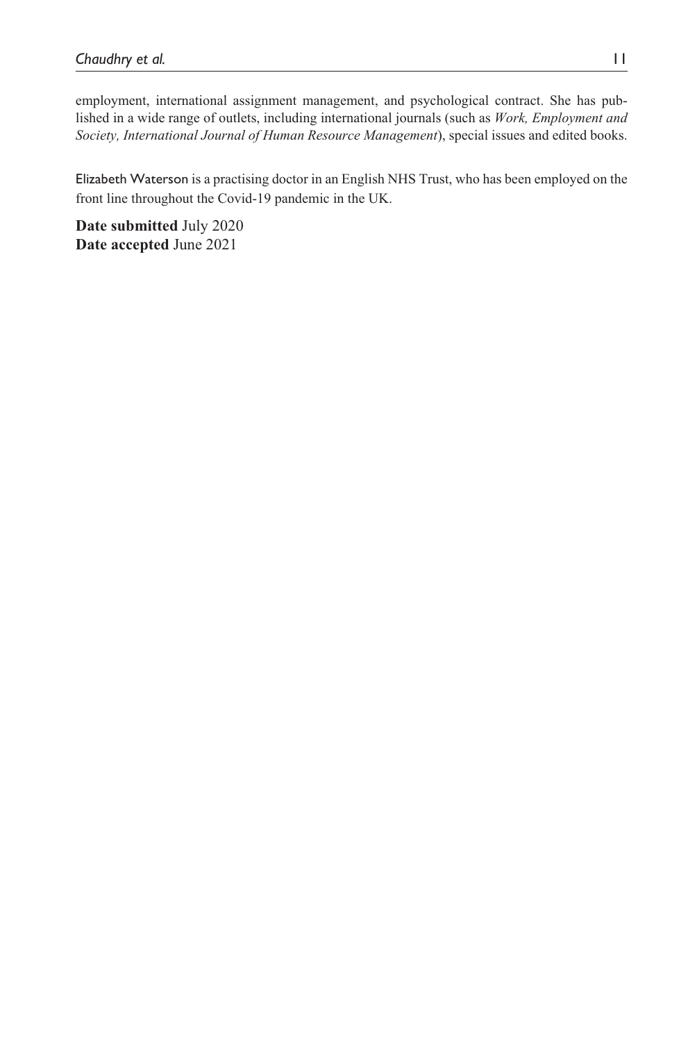employment, international assignment management, and psychological contract. She has published in a wide range of outlets, including international journals (such as *Work, Employment and Society, International Journal of Human Resource Management*), special issues and edited books.

Elizabeth Waterson is a practising doctor in an English NHS Trust, who has been employed on the front line throughout the Covid-19 pandemic in the UK.

**Date submitted** July 2020
**Date accepted** June 2021